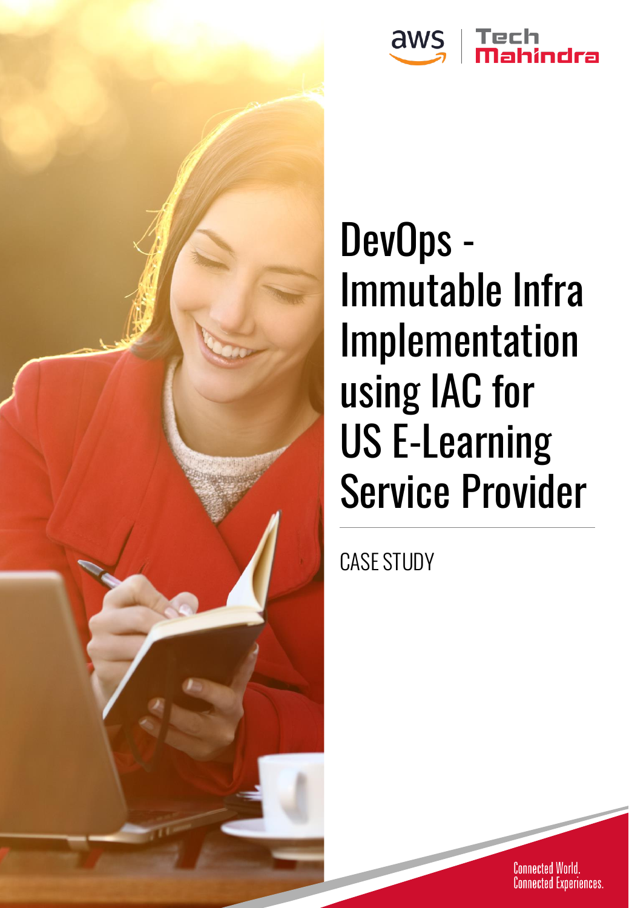aws | Tech Mahindra

# DevOps - Immutable Infra Implementation using IAC for US E-Learning Service Provider

CASE STUDY

Connected World.
Connected Experiences.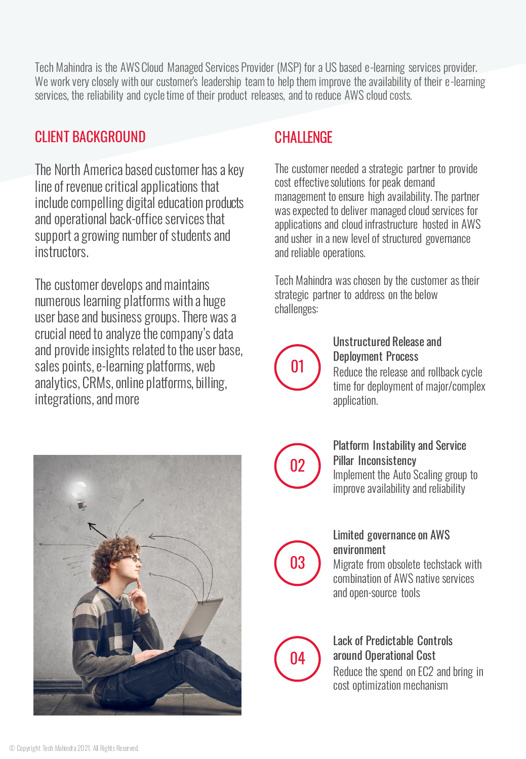Tech Mahindra is the AWS Cloud Managed Services Provider (MSP) for a US based e-learning services provider. We work very closely with our customer's leadership team to help them improve the availability of their e-learning services, the reliability and cycle time of their product releases, and to reduce AWS cloud costs.

## CLIENT BACKGROUND

The North America based customer has a key line of revenue critical applications that include compelling digital education products and operational back-office services that support a growing number of students and instructors.

The customer develops and maintains numerous learning platforms with a huge user base and business groups. There was a crucial need to analyze the company's data and provide insights related to the user base, sales points, e-learning platforms, web analytics, CRMs, online platforms, billing, integrations, and more

## CHALLENGE

The customer needed a strategic partner to provide cost effective solutions for peak demand management to ensure high availability. The partner was expected to deliver managed cloud services for applications and cloud infrastructure hosted in AWS and usher in a new level of structured governance and reliable operations.

Tech Mahindra was chosen by the customer as their strategic partner to address on the below challenges:

**01 Unstructured Release and Deployment Process**
Reduce the release and rollback cycle time for deployment of major/complex application.

**02 Platform Instability and Service Pillar Inconsistency**
Implement the Auto Scaling group to improve availability and reliability

**03 Limited governance on AWS environment**
Migrate from obsolete techstack with combination of AWS native services and open-source tools

**04 Lack of Predictable Controls around Operational Cost**
Reduce the spend on EC2 and bring in cost optimization mechanism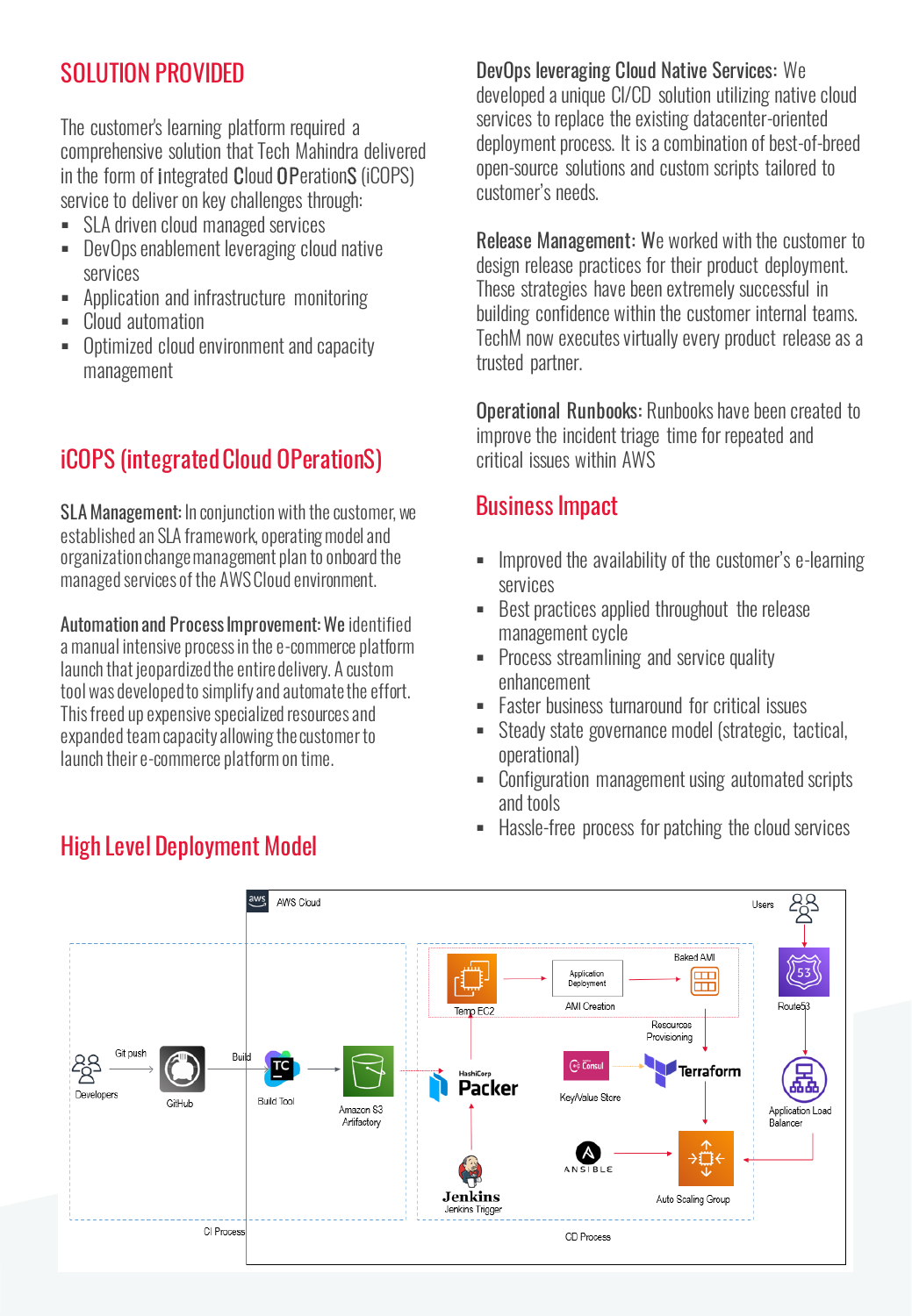## SOLUTION PROVIDED

The customer's learning platform required a comprehensive solution that Tech Mahindra delivered in the form of integrated Cloud OPerationS (iCOPS) service to deliver on key challenges through:

- SLA driven cloud managed services
- DevOps enablement leveraging cloud native services
- Application and infrastructure monitoring
- Cloud automation
- Optimized cloud environment and capacity management

## iCOPS (integrated Cloud OPerationS)

**SLA Management:** In conjunction with the customer, we established an SLA framework, operating model and organization change management plan to onboard the managed services of the AWS Cloud environment.

**Automation and Process Improvement:** We identified a manual intensive process in the e-commerce platform launch that jeopardized the entire delivery. A custom tool was developed to simplify and automate the effort. This freed up expensive specialized resources and expanded team capacity allowing the customer to launch their e-commerce platform on time.

**DevOps leveraging Cloud Native Services:** We developed a unique CI/CD solution utilizing native cloud services to replace the existing datacenter-oriented deployment process. It is a combination of best-of-breed open-source solutions and custom scripts tailored to customer's needs.

**Release Management:** We worked with the customer to design release practices for their product deployment. These strategies have been extremely successful in building confidence within the customer internal teams. TechM now executes virtually every product release as a trusted partner.

**Operational Runbooks:** Runbooks have been created to improve the incident triage time for repeated and critical issues within AWS

## Business Impact

- Improved the availability of the customer's e-learning services
- Best practices applied throughout the release management cycle
- Process streamlining and service quality enhancement
- Faster business turnaround for critical issues
- Steady state governance model (strategic, tactical, operational)
- Configuration management using automated scripts and tools
- Hassle-free process for patching the cloud services

## High Level Deployment Model

AWS Cloud | Users | Developers | Git push | GitHub | Build | Build Tool | Amazon S3 Artifactory | CI Process | Temp EC2 | Application Deployment | AMI Creation | Baked AMI | Resources Provisioning | Packer | Consul | Key/Value Store | Terraform | Jenkins | Jenkins Trigger | Ansible | Auto Scaling Group | Route53 | Application Load Balancer | CD Process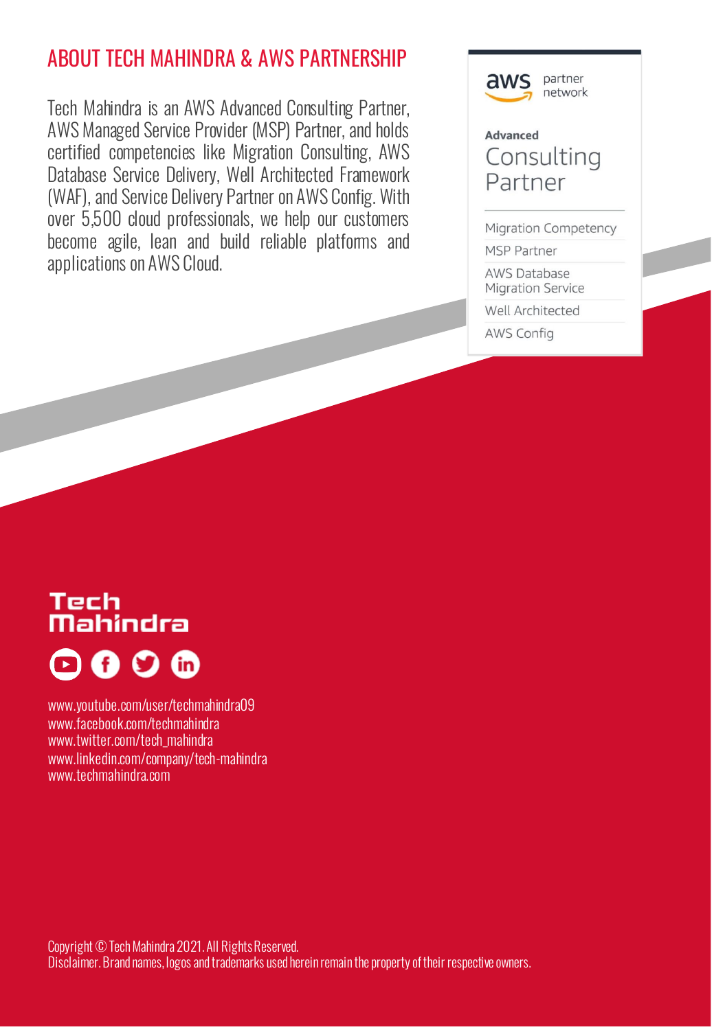## ABOUT TECH MAHINDRA & AWS PARTNERSHIP

Tech Mahindra is an AWS Advanced Consulting Partner, AWS Managed Service Provider (MSP) Partner, and holds certified competencies like Migration Consulting, AWS Database Service Delivery, Well Architected Framework (WAF), and Service Delivery Partner on AWS Config. With over 5,500 cloud professionals, we help our customers become agile, lean and build reliable platforms and applications on AWS Cloud.

aws partner network

**Advanced**
Consulting Partner

- Migration Competency
- MSP Partner
- AWS Database Migration Service
- Well Architected
- AWS Config

Tech Mahindra

www.youtube.com/user/techmahindra09
www.facebook.com/techmahindra
www.twitter.com/tech_mahindra
www.linkedin.com/company/tech-mahindra
www.techmahindra.com

Copyright © Tech Mahindra 2021. All Rights Reserved.
Disclaimer. Brand names, logos and trademarks used herein remain the property of their respective owners.